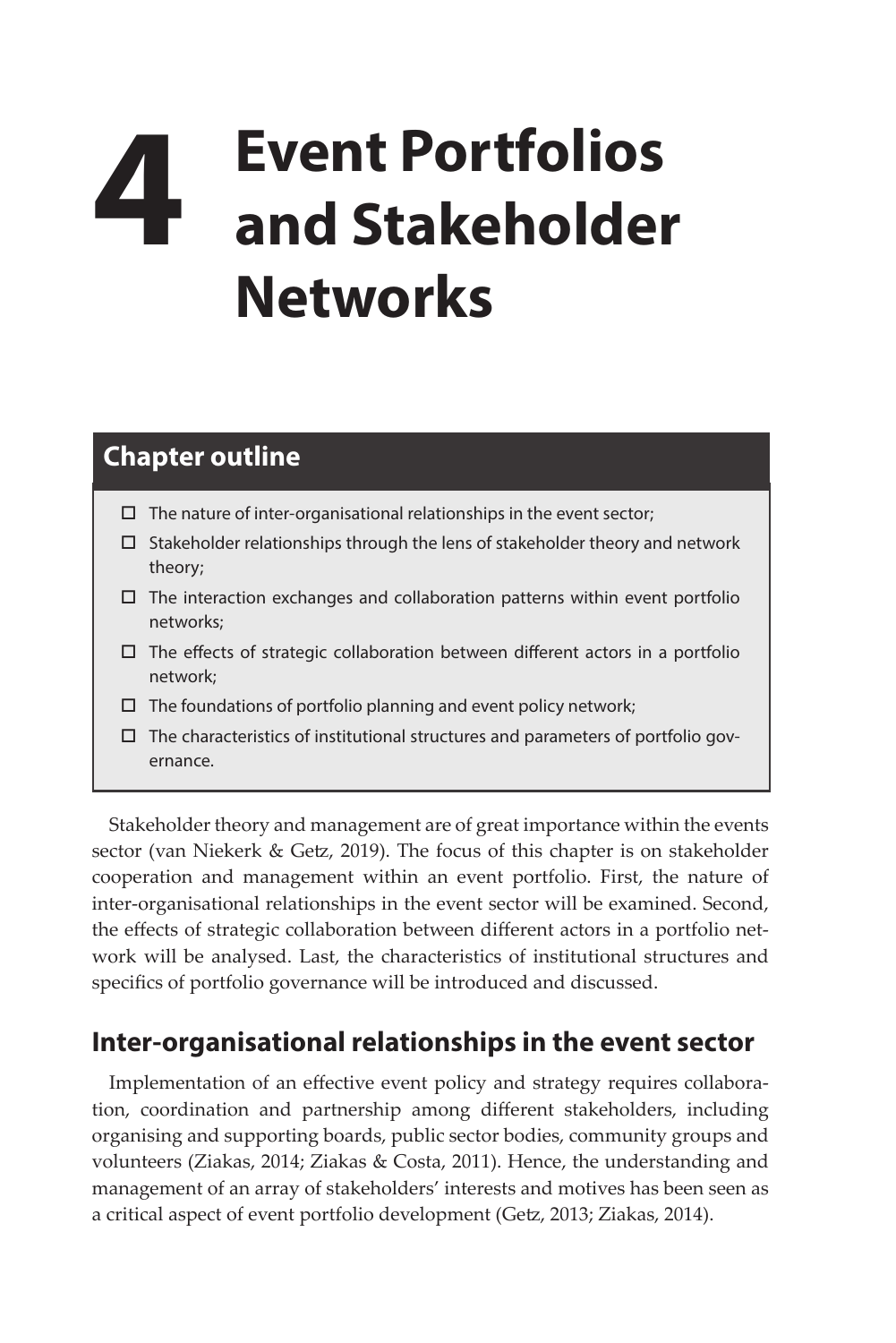# 4 Event Portfolios and Stakeholder Networks

## Chapter outline

- ☐ The nature of inter-organisational relationships in the event sector;
- ☐ Stakeholder relationships through the lens of stakeholder theory and network theory;
- ☐ The interaction exchanges and collaboration patterns within event portfolio networks;
- ☐ The effects of strategic collaboration between different actors in a portfolio network;
- ☐ The foundations of portfolio planning and event policy network;
- ☐ The characteristics of institutional structures and parameters of portfolio governance.

Stakeholder theory and management are of great importance within the events sector (van Niekerk & Getz, 2019). The focus of this chapter is on stakeholder cooperation and management within an event portfolio. First, the nature of inter-organisational relationships in the event sector will be examined. Second, the effects of strategic collaboration between different actors in a portfolio network will be analysed. Last, the characteristics of institutional structures and specifics of portfolio governance will be introduced and discussed.

## Inter-organisational relationships in the event sector

Implementation of an effective event policy and strategy requires collaboration, coordination and partnership among different stakeholders, including organising and supporting boards, public sector bodies, community groups and volunteers (Ziakas, 2014; Ziakas & Costa, 2011). Hence, the understanding and management of an array of stakeholders' interests and motives has been seen as a critical aspect of event portfolio development (Getz, 2013; Ziakas, 2014).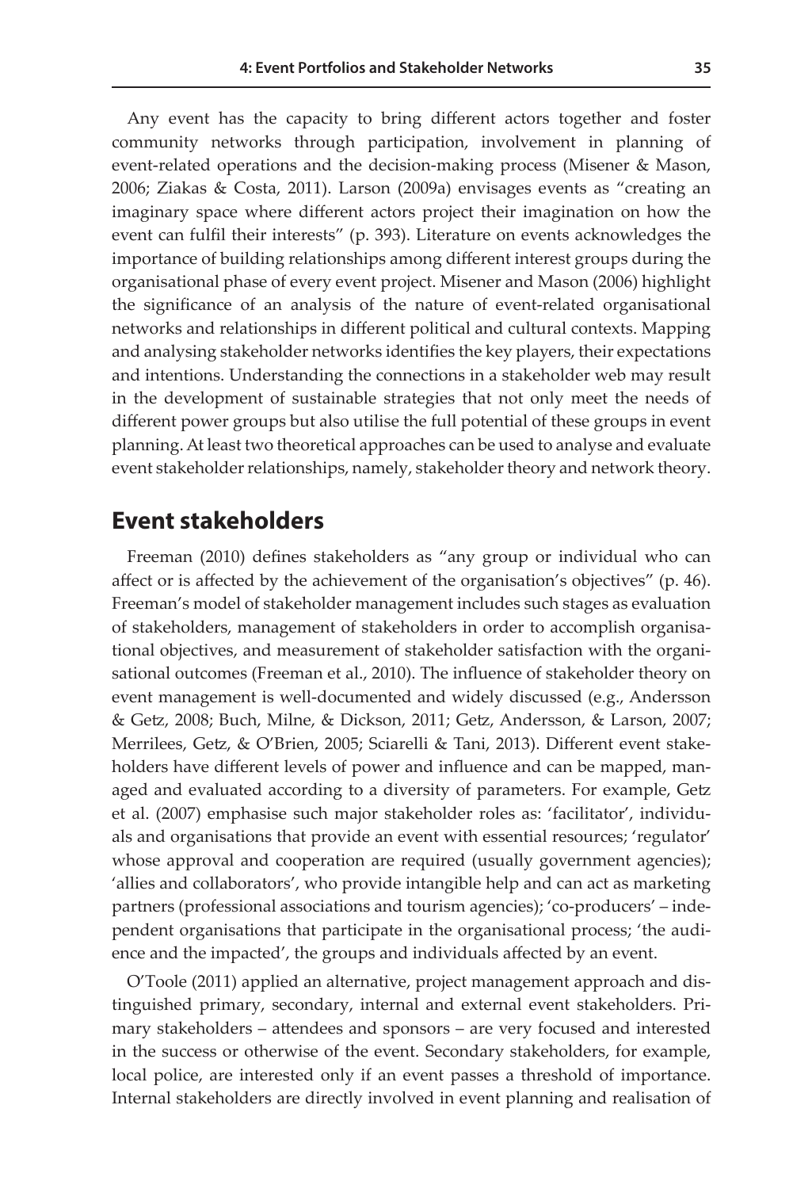Any event has the capacity to bring different actors together and foster community networks through participation, involvement in planning of event-related operations and the decision-making process (Misener & Mason, 2006; Ziakas & Costa, 2011). Larson (2009a) envisages events as "creating an imaginary space where different actors project their imagination on how the event can fulfil their interests" (p. 393). Literature on events acknowledges the importance of building relationships among different interest groups during the organisational phase of every event project. Misener and Mason (2006) highlight the significance of an analysis of the nature of event-related organisational networks and relationships in different political and cultural contexts. Mapping and analysing stakeholder networks identifies the key players, their expectations and intentions. Understanding the connections in a stakeholder web may result in the development of sustainable strategies that not only meet the needs of different power groups but also utilise the full potential of these groups in event planning. At least two theoretical approaches can be used to analyse and evaluate event stakeholder relationships, namely, stakeholder theory and network theory.

## Event stakeholders

Freeman (2010) defines stakeholders as "any group or individual who can affect or is affected by the achievement of the organisation's objectives" (p. 46). Freeman's model of stakeholder management includes such stages as evaluation of stakeholders, management of stakeholders in order to accomplish organisational objectives, and measurement of stakeholder satisfaction with the organisational outcomes (Freeman et al., 2010). The influence of stakeholder theory on event management is well-documented and widely discussed (e.g., Andersson & Getz, 2008; Buch, Milne, & Dickson, 2011; Getz, Andersson, & Larson, 2007; Merrilees, Getz, & O'Brien, 2005; Sciarelli & Tani, 2013). Different event stakeholders have different levels of power and influence and can be mapped, managed and evaluated according to a diversity of parameters. For example, Getz et al. (2007) emphasise such major stakeholder roles as: 'facilitator', individuals and organisations that provide an event with essential resources; 'regulator' whose approval and cooperation are required (usually government agencies); 'allies and collaborators', who provide intangible help and can act as marketing partners (professional associations and tourism agencies); 'co-producers' – independent organisations that participate in the organisational process; 'the audience and the impacted', the groups and individuals affected by an event.

O'Toole (2011) applied an alternative, project management approach and distinguished primary, secondary, internal and external event stakeholders. Primary stakeholders – attendees and sponsors – are very focused and interested in the success or otherwise of the event. Secondary stakeholders, for example, local police, are interested only if an event passes a threshold of importance. Internal stakeholders are directly involved in event planning and realisation of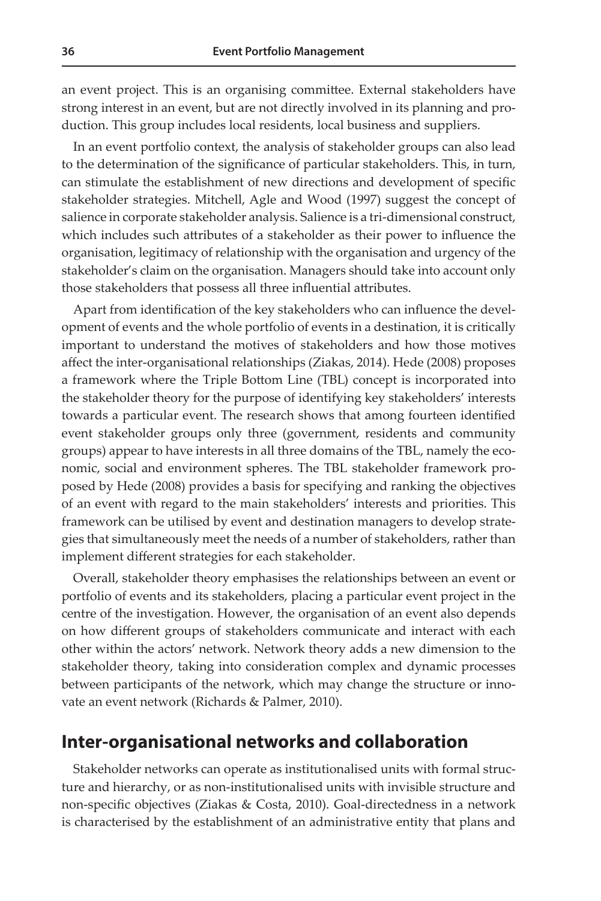an event project. This is an organising committee. External stakeholders have strong interest in an event, but are not directly involved in its planning and production. This group includes local residents, local business and suppliers.

In an event portfolio context, the analysis of stakeholder groups can also lead to the determination of the significance of particular stakeholders. This, in turn, can stimulate the establishment of new directions and development of specific stakeholder strategies. Mitchell, Agle and Wood (1997) suggest the concept of salience in corporate stakeholder analysis. Salience is a tri-dimensional construct, which includes such attributes of a stakeholder as their power to influence the organisation, legitimacy of relationship with the organisation and urgency of the stakeholder's claim on the organisation. Managers should take into account only those stakeholders that possess all three influential attributes.

Apart from identification of the key stakeholders who can influence the development of events and the whole portfolio of events in a destination, it is critically important to understand the motives of stakeholders and how those motives affect the inter-organisational relationships (Ziakas, 2014). Hede (2008) proposes a framework where the Triple Bottom Line (TBL) concept is incorporated into the stakeholder theory for the purpose of identifying key stakeholders' interests towards a particular event. The research shows that among fourteen identified event stakeholder groups only three (government, residents and community groups) appear to have interests in all three domains of the TBL, namely the economic, social and environment spheres. The TBL stakeholder framework proposed by Hede (2008) provides a basis for specifying and ranking the objectives of an event with regard to the main stakeholders' interests and priorities. This framework can be utilised by event and destination managers to develop strategies that simultaneously meet the needs of a number of stakeholders, rather than implement different strategies for each stakeholder.

Overall, stakeholder theory emphasises the relationships between an event or portfolio of events and its stakeholders, placing a particular event project in the centre of the investigation. However, the organisation of an event also depends on how different groups of stakeholders communicate and interact with each other within the actors' network. Network theory adds a new dimension to the stakeholder theory, taking into consideration complex and dynamic processes between participants of the network, which may change the structure or innovate an event network (Richards & Palmer, 2010).

## Inter-organisational networks and collaboration

Stakeholder networks can operate as institutionalised units with formal structure and hierarchy, or as non-institutionalised units with invisible structure and non-specific objectives (Ziakas & Costa, 2010). Goal-directedness in a network is characterised by the establishment of an administrative entity that plans and